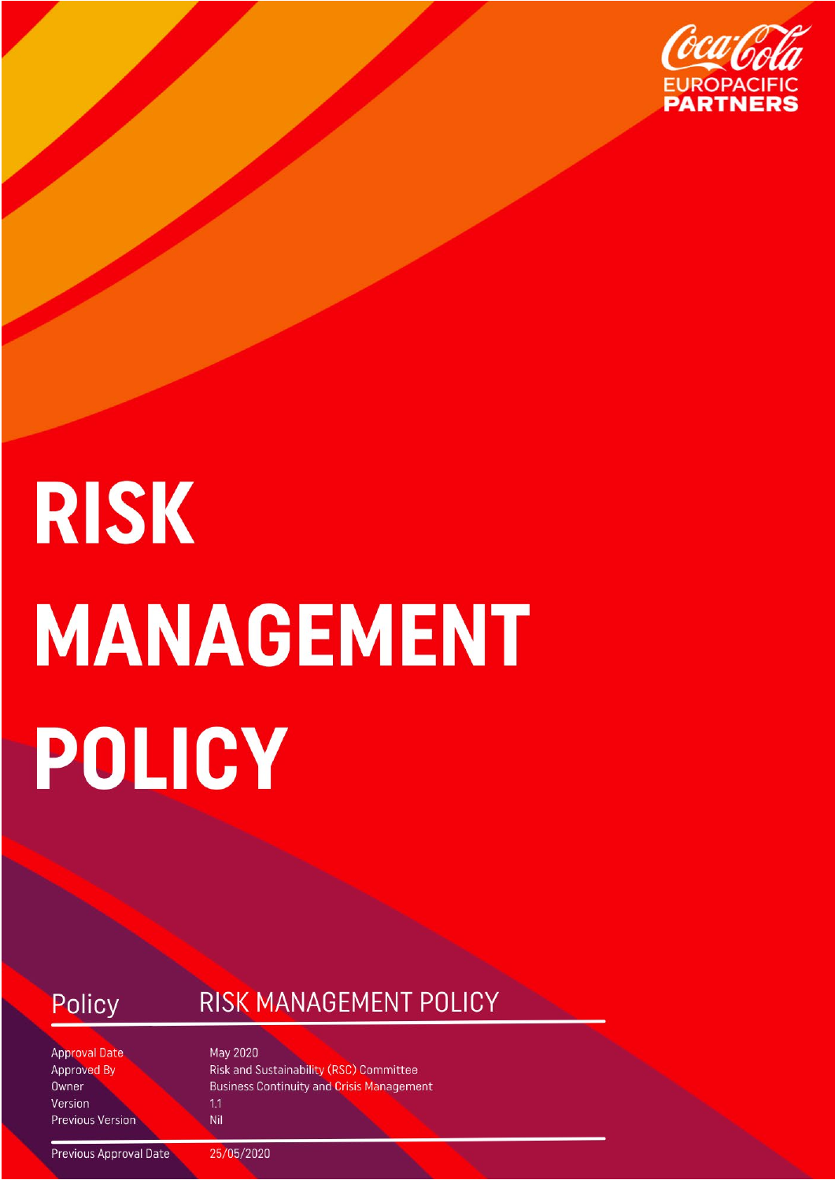Coca-Cola EUROPACIFIC PARTNERS

# RISK MANAGEMENT POLICY

| Policy | RISK MANAGEMENT POLICY |
| --- | --- |
| Approval Date | May 2020 |
| Approved By | Risk and Sustainability (RSC) Committee |
| Owner | Business Continuity and Crisis Management |
| Version | 1.1 |
| Previous Version | Nil |
| Previous Approval Date | 25/05/2020 |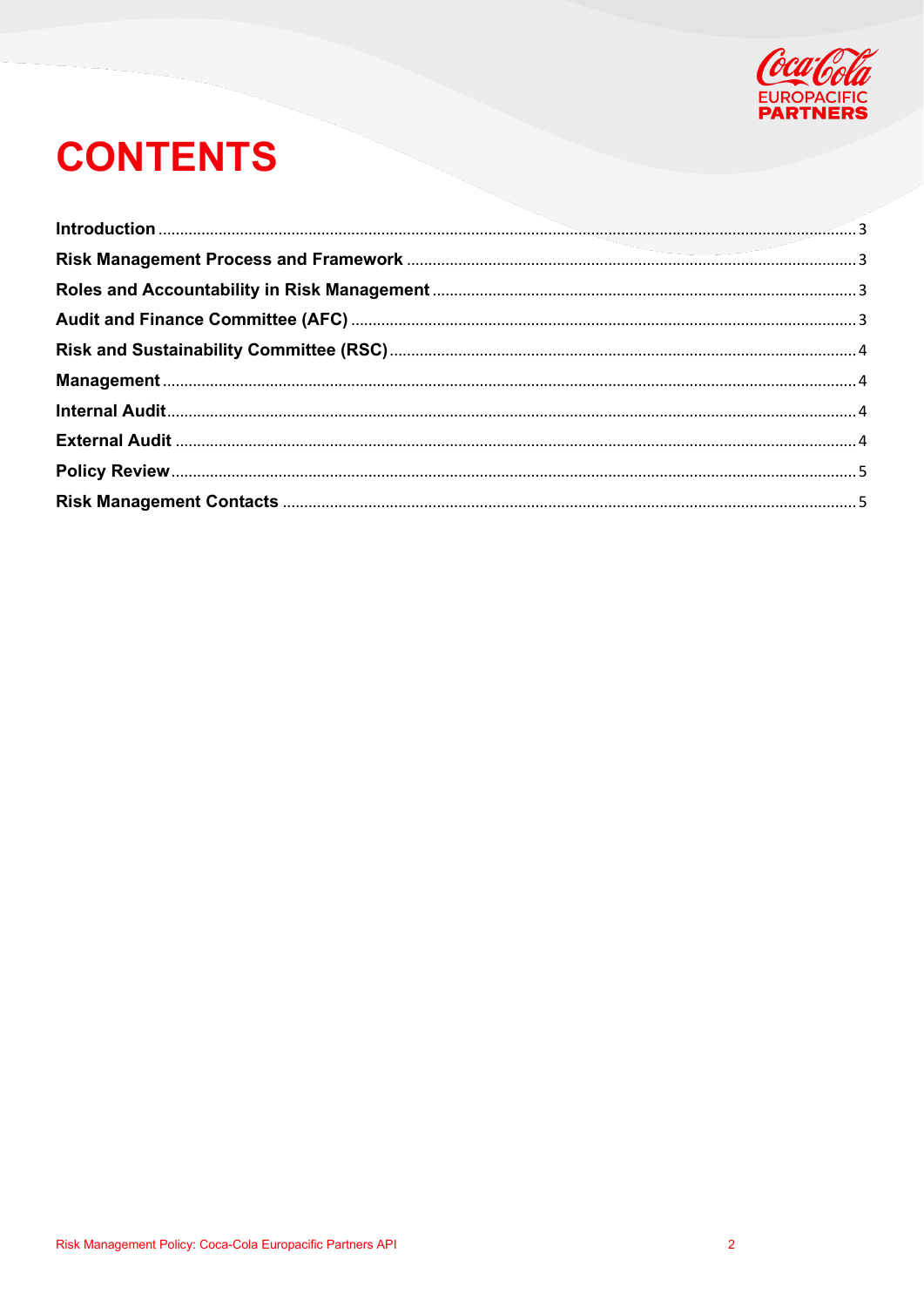# CONTENTS

| | |
|---|---|
| **Introduction** | 3 |
| **Risk Management Process and Framework** | 3 |
| **Roles and Accountability in Risk Management** | 3 |
| **Audit and Finance Committee (AFC)** | 3 |
| **Risk and Sustainability Committee (RSC)** | 4 |
| **Management** | 4 |
| **Internal Audit** | 4 |
| **External Audit** | 4 |
| **Policy Review** | 5 |
| **Risk Management Contacts** | 5 |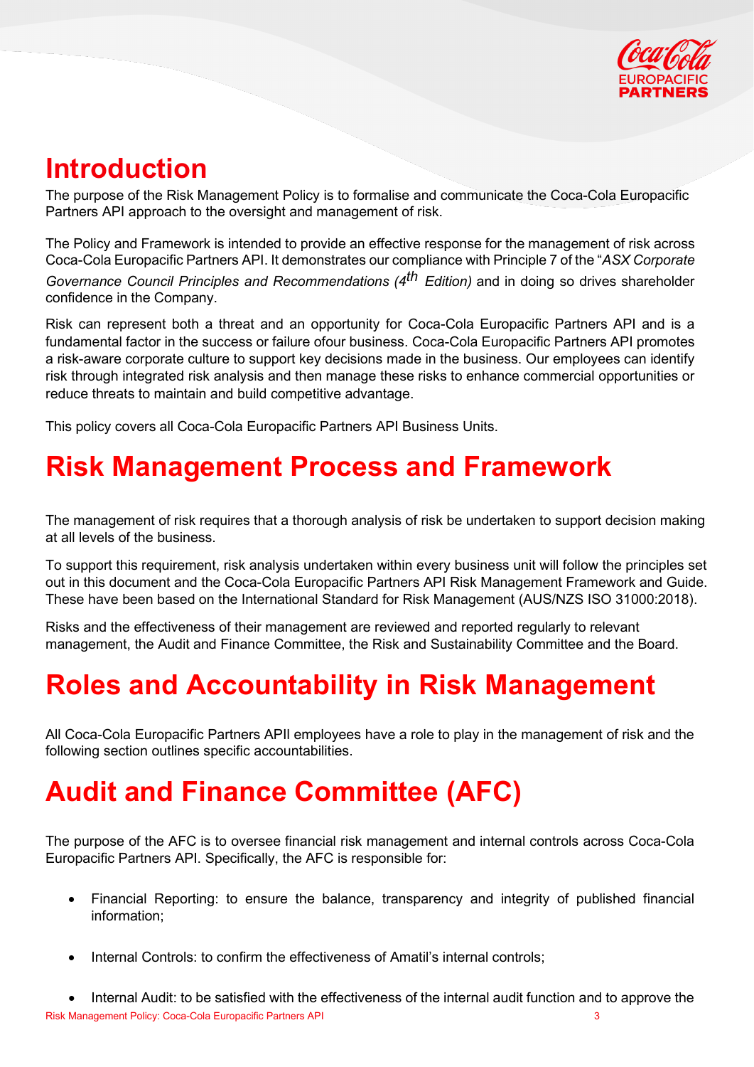# Introduction

The purpose of the Risk Management Policy is to formalise and communicate the Coca-Cola Europacific Partners API approach to the oversight and management of risk.

The Policy and Framework is intended to provide an effective response for the management of risk across Coca-Cola Europacific Partners API. It demonstrates our compliance with Principle 7 of the "*ASX Corporate Governance Council Principles and Recommendations (4th Edition)* and in doing so drives shareholder confidence in the Company.

Risk can represent both a threat and an opportunity for Coca-Cola Europacific Partners API and is a fundamental factor in the success or failure ofour business. Coca-Cola Europacific Partners API promotes a risk-aware corporate culture to support key decisions made in the business. Our employees can identify risk through integrated risk analysis and then manage these risks to enhance commercial opportunities or reduce threats to maintain and build competitive advantage.

This policy covers all Coca-Cola Europacific Partners API Business Units.

# Risk Management Process and Framework

The management of risk requires that a thorough analysis of risk be undertaken to support decision making at all levels of the business.

To support this requirement, risk analysis undertaken within every business unit will follow the principles set out in this document and the Coca-Cola Europacific Partners API Risk Management Framework and Guide. These have been based on the International Standard for Risk Management (AUS/NZS ISO 31000:2018).

Risks and the effectiveness of their management are reviewed and reported regularly to relevant management, the Audit and Finance Committee, the Risk and Sustainability Committee and the Board.

# Roles and Accountability in Risk Management

All Coca-Cola Europacific Partners APII employees have a role to play in the management of risk and the following section outlines specific accountabilities.

# Audit and Finance Committee (AFC)

The purpose of the AFC is to oversee financial risk management and internal controls across Coca-Cola Europacific Partners API. Specifically, the AFC is responsible for:

- Financial Reporting: to ensure the balance, transparency and integrity of published financial information;
- Internal Controls: to confirm the effectiveness of Amatil's internal controls;
- Internal Audit: to be satisfied with the effectiveness of the internal audit function and to approve the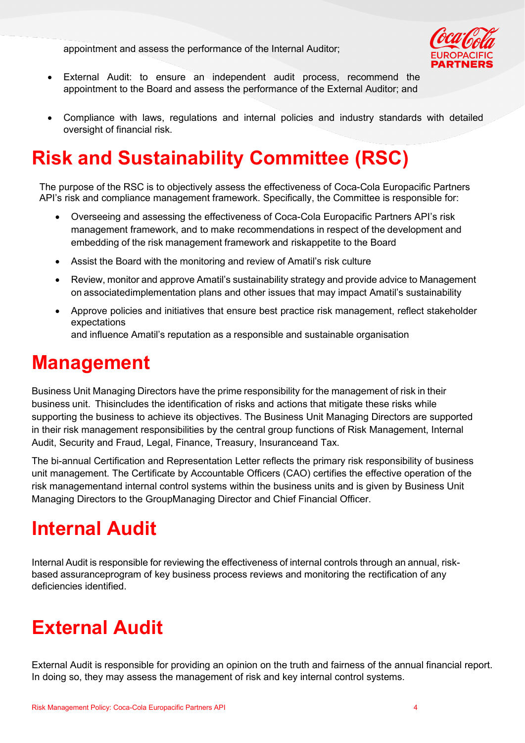appointment and assess the performance of the Internal Auditor;

- External Audit: to ensure an independent audit process, recommend the appointment to the Board and assess the performance of the External Auditor; and

- Compliance with laws, regulations and internal policies and industry standards with detailed oversight of financial risk.

# Risk and Sustainability Committee (RSC)

The purpose of the RSC is to objectively assess the effectiveness of Coca-Cola Europacific Partners API's risk and compliance management framework. Specifically, the Committee is responsible for:

- Overseeing and assessing the effectiveness of Coca-Cola Europacific Partners API's risk management framework, and to make recommendations in respect of the development and embedding of the risk management framework and riskappetite to the Board
- Assist the Board with the monitoring and review of Amatil's risk culture
- Review, monitor and approve Amatil's sustainability strategy and provide advice to Management on associatedimplementation plans and other issues that may impact Amatil's sustainability
- Approve policies and initiatives that ensure best practice risk management, reflect stakeholder expectations
  and influence Amatil's reputation as a responsible and sustainable organisation

# Management

Business Unit Managing Directors have the prime responsibility for the management of risk in their business unit. Thisincludes the identification of risks and actions that mitigate these risks while supporting the business to achieve its objectives. The Business Unit Managing Directors are supported in their risk management responsibilities by the central group functions of Risk Management, Internal Audit, Security and Fraud, Legal, Finance, Treasury, Insuranceand Tax.

The bi-annual Certification and Representation Letter reflects the primary risk responsibility of business unit management. The Certificate by Accountable Officers (CAO) certifies the effective operation of the risk managementand internal control systems within the business units and is given by Business Unit Managing Directors to the GroupManaging Director and Chief Financial Officer.

# Internal Audit

Internal Audit is responsible for reviewing the effectiveness of internal controls through an annual, risk-based assuranceprogram of key business process reviews and monitoring the rectification of any deficiencies identified.

# External Audit

External Audit is responsible for providing an opinion on the truth and fairness of the annual financial report. In doing so, they may assess the management of risk and key internal control systems.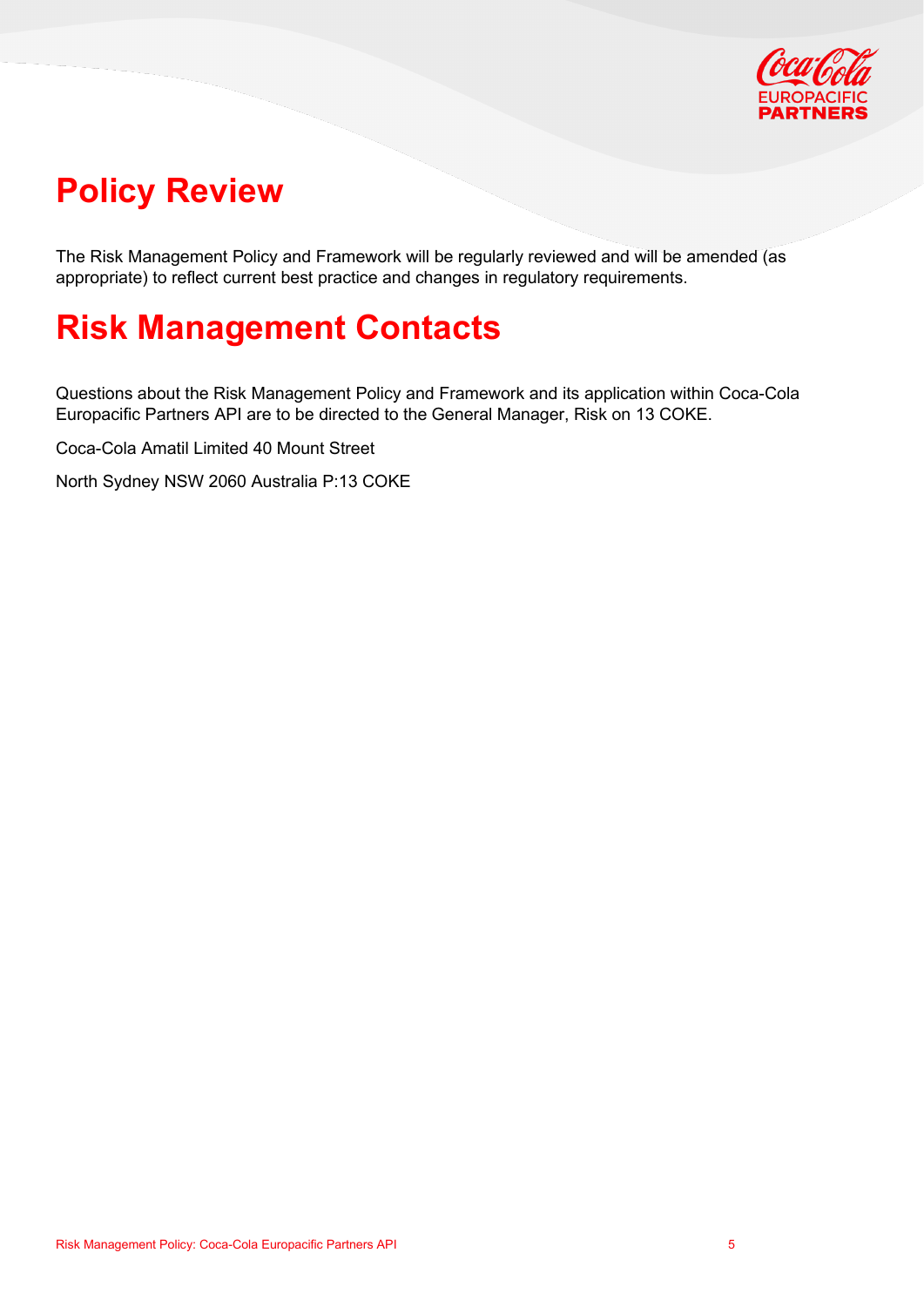# Policy Review

The Risk Management Policy and Framework will be regularly reviewed and will be amended (as appropriate) to reflect current best practice and changes in regulatory requirements.

# Risk Management Contacts

Questions about the Risk Management Policy and Framework and its application within Coca-Cola Europacific Partners API are to be directed to the General Manager, Risk on 13 COKE.

Coca-Cola Amatil Limited 40 Mount Street

North Sydney NSW 2060 Australia P:13 COKE